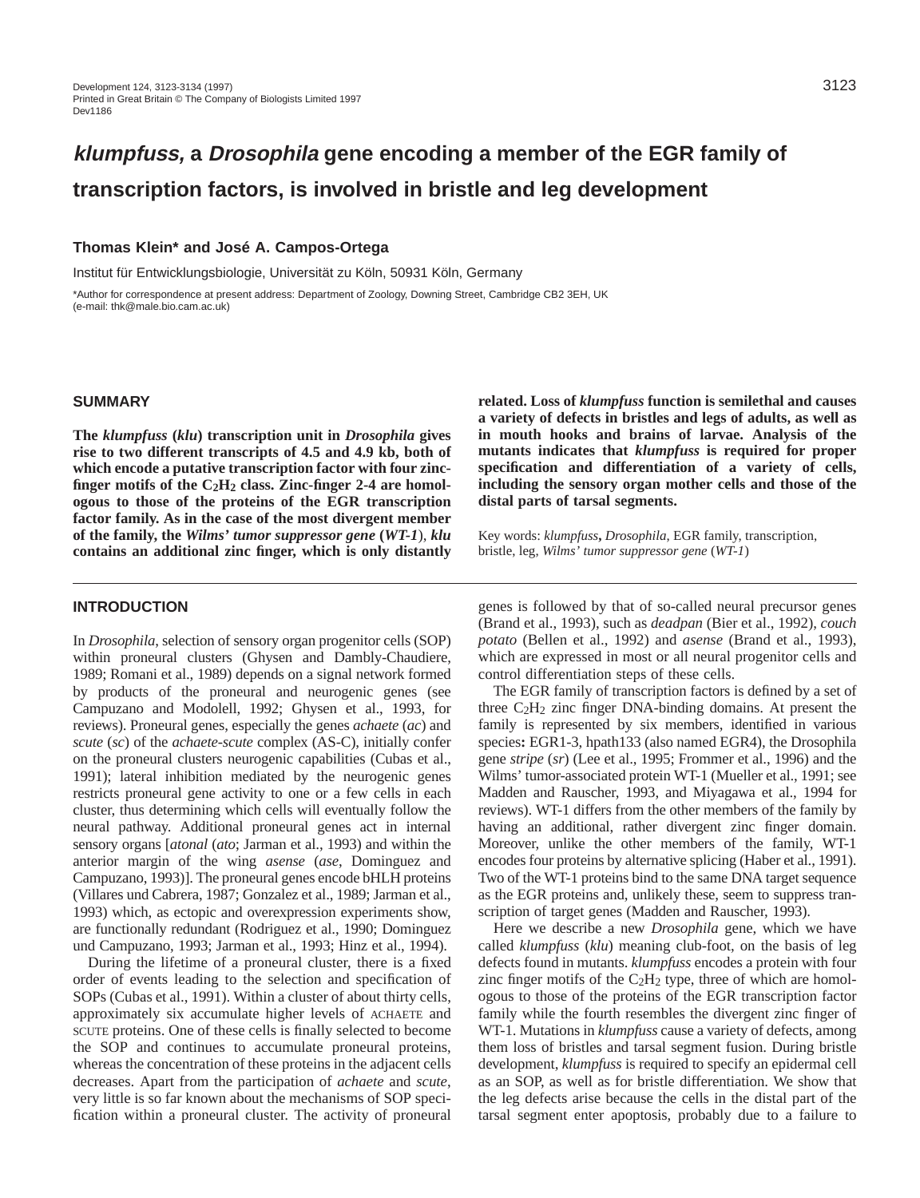# *klumpfuss*, a *Drosophila* gene encoding a member of the EGR family of transcription factors, is involved in bristle and leg development

**Thomas Klein\* and José A. Campos-Ortega**

Institut für Entwicklungsbiologie, Universität zu Köln, 50931 Köln, Germany

\*Author for correspondence at present address: Department of Zoology, Downing Street, Cambridge CB2 3EH, UK (e-mail: thk@male.bio.cam.ac.uk)

## SUMMARY

**The *klumpfuss* (*klu*) transcription unit in *Drosophila* gives rise to two different transcripts of 4.5 and 4.9 kb, both of which encode a putative transcription factor with four zinc-finger motifs of the $C_2H_2$ class. Zinc-finger 2-4 are homologous to those of the proteins of the EGR transcription factor family. As in the case of the most divergent member of the family, the *Wilms' tumor suppressor gene* (*WT-1*), *klu* contains an additional zinc finger, which is only distantly related. Loss of *klumpfuss* function is semilethal and causes a variety of defects in bristles and legs of adults, as well as in mouth hooks and brains of larvae. Analysis of the mutants indicates that *klumpfuss* is required for proper specification and differentiation of a variety of cells, including the sensory organ mother cells and those of the distal parts of tarsal segments.**

Key words: *klumpfuss*, *Drosophila*, EGR family, transcription, bristle, leg, *Wilms' tumor suppressor gene* (*WT-1*)

## INTRODUCTION

In *Drosophila*, selection of sensory organ progenitor cells (SOP) within proneural clusters (Ghysen and Dambly-Chaudiere, 1989; Romani et al., 1989) depends on a signal network formed by products of the proneural and neurogenic genes (see Campuzano and Modolell, 1992; Ghysen et al., 1993, for reviews). Proneural genes, especially the genes *achaete* (*ac*) and *scute* (*sc*) of the *achaete-scute* complex (AS-C), initially confer on the proneural clusters neurogenic capabilities (Cubas et al., 1991); lateral inhibition mediated by the neurogenic genes restricts proneural gene activity to one or a few cells in each cluster, thus determining which cells will eventually follow the neural pathway. Additional proneural genes act in internal sensory organs [*atonal* (*ato*; Jarman et al., 1993) and within the anterior margin of the wing *asense* (*ase*, Dominguez and Campuzano, 1993)]. The proneural genes encode bHLH proteins (Villares und Cabrera, 1987; Gonzalez et al., 1989; Jarman et al., 1993) which, as ectopic and overexpression experiments show, are functionally redundant (Rodriguez et al., 1990; Dominguez und Campuzano, 1993; Jarman et al., 1993; Hinz et al., 1994).

During the lifetime of a proneural cluster, there is a fixed order of events leading to the selection and specification of SOPs (Cubas et al., 1991). Within a cluster of about thirty cells, approximately six accumulate higher levels of ACHAETE and SCUTE proteins. One of these cells is finally selected to become the SOP and continues to accumulate proneural proteins, whereas the concentration of these proteins in the adjacent cells decreases. Apart from the participation of *achaete* and *scute*, very little is so far known about the mechanisms of SOP specification within a proneural cluster. The activity of proneural genes is followed by that of so-called neural precursor genes (Brand et al., 1993), such as *deadpan* (Bier et al., 1992), *couch potato* (Bellen et al., 1992) and *asense* (Brand et al., 1993), which are expressed in most or all neural progenitor cells and control differentiation steps of these cells.

The EGR family of transcription factors is defined by a set of three $C_2H_2$ zinc finger DNA-binding domains. At present the family is represented by six members, identified in various species**:** EGR1-3, hpath133 (also named EGR4), the Drosophila gene *stripe* (*sr*) (Lee et al., 1995; Frommer et al., 1996) and the Wilms' tumor-associated protein WT-1 (Mueller et al., 1991; see Madden and Rauscher, 1993, and Miyagawa et al., 1994 for reviews). WT-1 differs from the other members of the family by having an additional, rather divergent zinc finger domain. Moreover, unlike the other members of the family, WT-1 encodes four proteins by alternative splicing (Haber et al., 1991). Two of the WT-1 proteins bind to the same DNA target sequence as the EGR proteins and, unlikely these, seem to suppress transcription of target genes (Madden and Rauscher, 1993).

Here we describe a new *Drosophila* gene, which we have called *klumpfuss* (*klu*) meaning club-foot, on the basis of leg defects found in mutants. *klumpfuss* encodes a protein with four zinc finger motifs of the $C_2H_2$ type, three of which are homologous to those of the proteins of the EGR transcription factor family while the fourth resembles the divergent zinc finger of WT-1. Mutations in *klumpfuss* cause a variety of defects, among them loss of bristles and tarsal segment fusion. During bristle development, *klumpfuss* is required to specify an epidermal cell as an SOP, as well as for bristle differentiation. We show that the leg defects arise because the cells in the distal part of the tarsal segment enter apoptosis, probably due to a failure to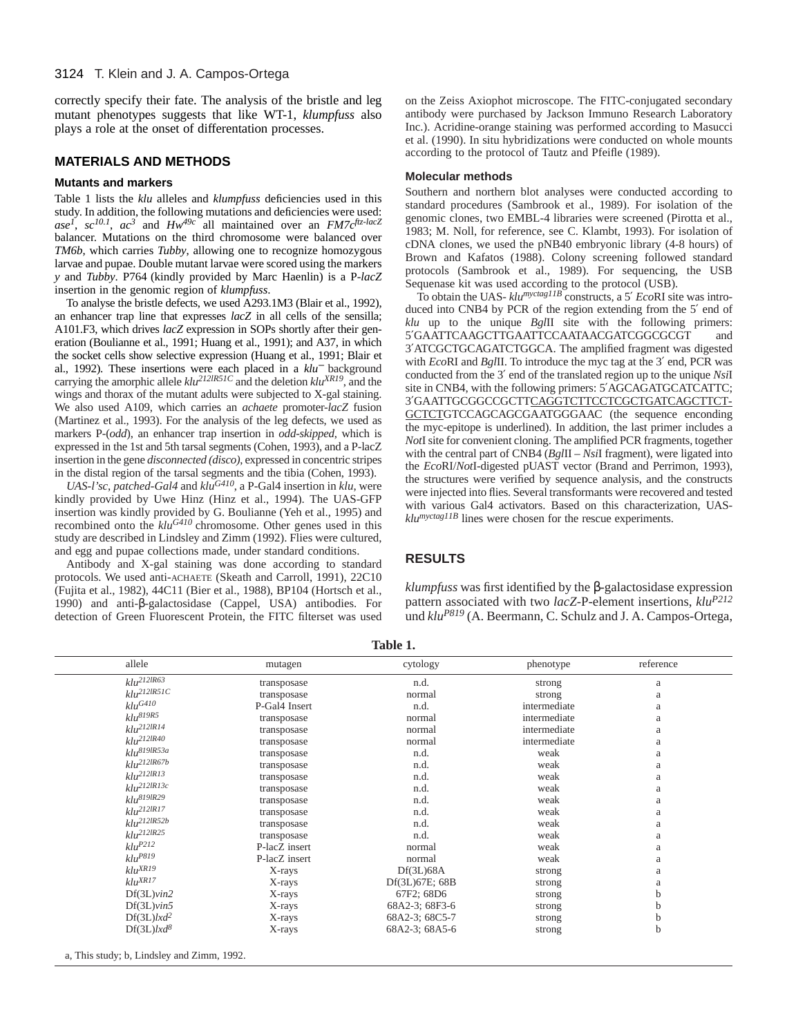correctly specify their fate. The analysis of the bristle and leg mutant phenotypes suggests that like WT-1, *klumpfuss* also plays a role at the onset of differentation processes.

## MATERIALS AND METHODS

### Mutants and markers

Table 1 lists the *klu* alleles and *klumpfuss* deficiencies used in this study. In addition, the following mutations and deficiencies were used: $ase^1$, $sc^{10.1}$, $ac^3$ and $Hw^{49c}$ all maintained over an $FM7c^{ftz\text{-}lacZ}$ balancer. Mutations on the third chromosome were balanced over *TM6b*, which carries *Tubby*, allowing one to recognize homozygous larvae and pupae. Double mutant larvae were scored using the markers *y* and *Tubby*. P764 (kindly provided by Marc Haenlin) is a P-*lacZ* insertion in the genomic region of *klumpfuss*.

To analyse the bristle defects, we used A293.1M3 (Blair et al., 1992), an enhancer trap line that expresses *lacZ* in all cells of the sensilla; A101.F3, which drives *lacZ* expression in SOPs shortly after their generation (Boulianne et al., 1991; Huang et al., 1991); and A37, in which the socket cells show selective expression (Huang et al., 1991; Blair et al., 1992). These insertions were each placed in a $klu^-$ background carrying the amorphic allele $klu^{212lR51C}$ and the deletion $klu^{XR19}$, and the wings and thorax of the mutant adults were subjected to X-gal staining. We also used A109, which carries an *achaete* promoter-*lacZ* fusion (Martinez et al., 1993). For the analysis of the leg defects, we used as markers P-(*odd*), an enhancer trap insertion in *odd-skipped*, which is expressed in the 1st and 5th tarsal segments (Cohen, 1993), and a P-lacZ insertion in the gene *disconnected (disco)*, expressed in concentric stripes in the distal region of the tarsal segments and the tibia (Cohen, 1993).

*UAS-l'sc*, *patched-Gal4* and $klu^{G410}$, a P-Gal4 insertion in *klu*, were kindly provided by Uwe Hinz (Hinz et al., 1994). The UAS-GFP insertion was kindly provided by G. Boulianne (Yeh et al., 1995) and recombined onto the $klu^{G410}$ chromosome. Other genes used in this study are described in Lindsley and Zimm (1992). Flies were cultured, and egg and pupae collections made, under standard conditions.

Antibody and X-gal staining was done according to standard protocols. We used anti-ACHAETE (Skeath and Carroll, 1991), 22C10 (Fujita et al., 1982), 44C11 (Bier et al., 1988), BP104 (Hortsch et al., 1990) and anti-β-galactosidase (Cappel, USA) antibodies. For detection of Green Fluorescent Protein, the FITC filterset was used on the Zeiss Axiophot microscope. The FITC-conjugated secondary antibody were purchased by Jackson Immuno Research Laboratory Inc.). Acridine-orange staining was performed according to Masucci et al. (1990). In situ hybridizations were conducted on whole mounts according to the protocol of Tautz and Pfeifle (1989).

### Molecular methods

Southern and northern blot analyses were conducted according to standard procedures (Sambrook et al., 1989). For isolation of the genomic clones, two EMBL-4 libraries were screened (Pirotta et al., 1983; M. Noll, for reference, see C. Klambt, 1993). For isolation of cDNA clones, we used the pNB40 embryonic library (4-8 hours) of Brown and Kafatos (1988). Colony screening followed standard protocols (Sambrook et al., 1989). For sequencing, the USB Sequenase kit was used according to the protocol (USB).

To obtain the UAS- $klu^{myctag11B}$ constructs, a 5′ *Eco*RI site was introduced into CNB4 by PCR of the region extending from the 5′ end of *klu* up to the unique *Bgl*II site with the following primers: 5′GAATTCAAGCTTGAATTCCAATAACGATCGGCGCGT and 3′ATCGCTGCAGATCTGGCA. The amplified fragment was digested with *Eco*RI and *Bgl*II. To introduce the myc tag at the 3′ end, PCR was conducted from the 3′ end of the translated region up to the unique *Nsi*I site in CNB4, with the following primers: 5′AGCAGATGCATCATTC; 3′GAATTGCGGCCGCTTCAGGTCTTCCTCGCTGATCAGCTTCTGCTCTGTCCAGCAGCGAATGGGAAC (the sequence enconding the myc-epitope is underlined). In addition, the last primer includes a *Not*I site for convenient cloning. The amplified PCR fragments, together with the central part of CNB4 (*Bgl*II – *Nsi*I fragment), were ligated into the *Eco*RI/*Not*I-digested pUAST vector (Brand and Perrimon, 1993), the structures were verified by sequence analysis, and the constructs were injected into flies. Several transformants were recovered and tested with various Gal4 activators. Based on this characterization, UAS-$klu^{myctag11B}$ lines were chosen for the rescue experiments.

## RESULTS

*klumpfuss* was first identified by the β-galactosidase expression pattern associated with two *lacZ*-P-element insertions, $klu^{P212}$ und $klu^{P819}$ (A. Beermann, C. Schulz and J. A. Campos-Ortega,

**Table 1.**

| allele | mutagen | cytology | phenotype | reference |
|---|---|---|---|---|
| $klu^{212lR63}$ | transposase | n.d. | strong | a |
| $klu^{212lR51C}$ | transposase | normal | strong | a |
| $klu^{G410}$ | P-Gal4 Insert | n.d. | intermediate | a |
| $klu^{819R5}$ | transposase | normal | intermediate | a |
| $klu^{212lR14}$ | transposase | normal | intermediate | a |
| $klu^{212lR40}$ | transposase | normal | intermediate | a |
| $klu^{819lR53a}$ | transposase | n.d. | weak | a |
| $klu^{212lR67b}$ | transposase | n.d. | weak | a |
| $klu^{212lR13}$ | transposase | n.d. | weak | a |
| $klu^{212lR13c}$ | transposase | n.d. | weak | a |
| $klu^{819lR29}$ | transposase | n.d. | weak | a |
| $klu^{212lR17}$ | transposase | n.d. | weak | a |
| $klu^{212lR52b}$ | transposase | n.d. | weak | a |
| $klu^{212lR25}$ | transposase | n.d. | weak | a |
| $klu^{P212}$ | P-lacZ insert | normal | weak | a |
| $klu^{P819}$ | P-lacZ insert | normal | weak | a |
| $klu^{XR19}$ | X-rays | Df(3L)68A | strong | a |
| $klu^{XR17}$ | X-rays | Df(3L)67E; 68B | strong | a |
| Df(3L)*vin2* | X-rays | 67F2; 68D6 | strong | b |
| Df(3L)*vin5* | X-rays | 68A2-3; 68F3-6 | strong | b |
| Df(3L)*lxd*$^2$ | X-rays | 68A2-3; 68C5-7 | strong | b |
| Df(3L)*lxd*$^8$ | X-rays | 68A2-3; 68A5-6 | strong | b |

a, This study; b, Lindsley and Zimm, 1992.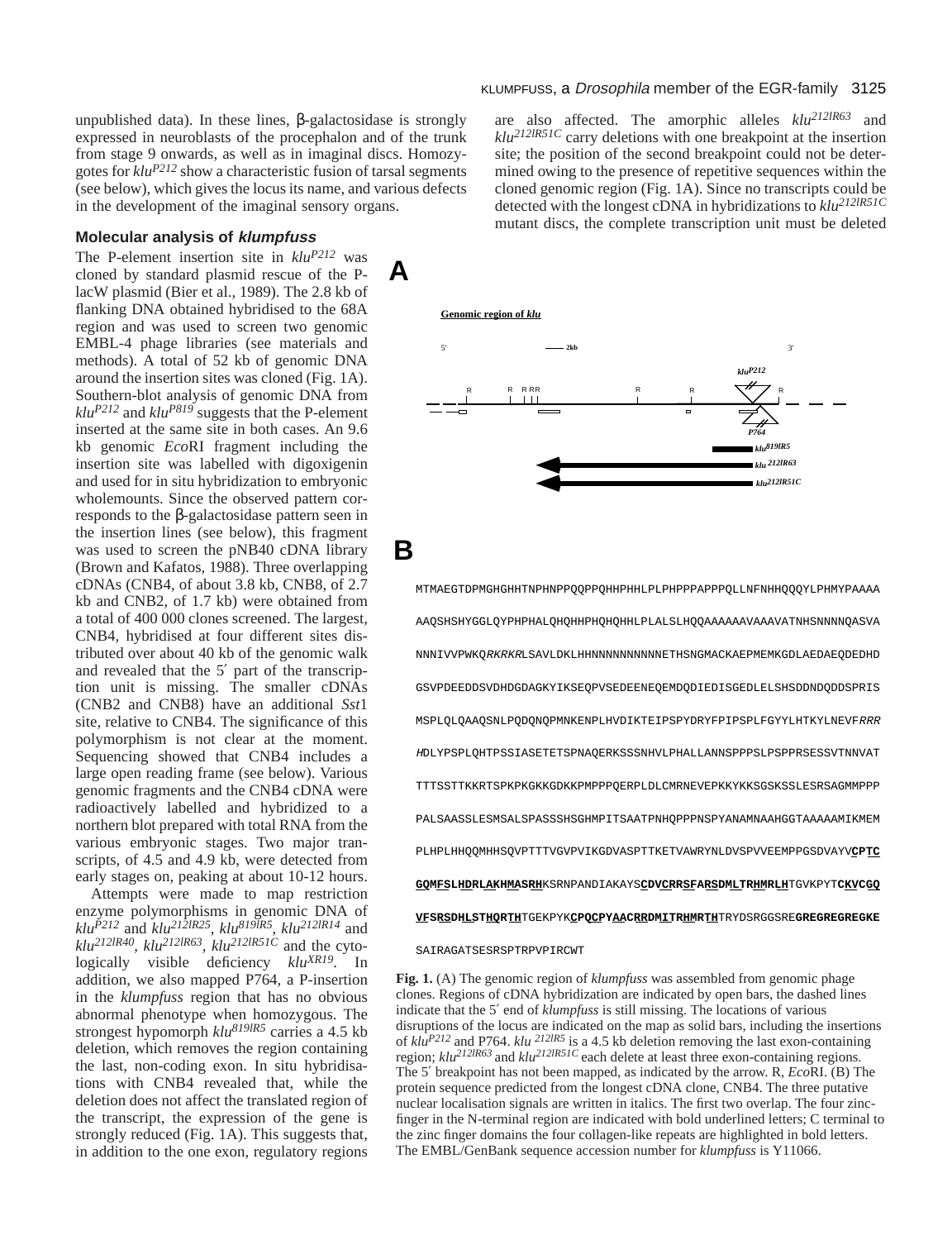unpublished data). In these lines, β-galactosidase is strongly expressed in neuroblasts of the procephalon and of the trunk from stage 9 onwards, as well as in imaginal discs. Homozygotes for *klu*$^{P212}$ show a characteristic fusion of tarsal segments (see below), which gives the locus its name, and various defects in the development of the imaginal sensory organs.

### Molecular analysis of *klumpfuss*

The P-element insertion site in *klu*$^{P212}$ was cloned by standard plasmid rescue of the P-lacW plasmid (Bier et al., 1989). The 2.8 kb of flanking DNA obtained hybridised to the 68A region and was used to screen two genomic EMBL-4 phage libraries (see materials and methods). A total of 52 kb of genomic DNA around the insertion sites was cloned (Fig. 1A). Southern-blot analysis of genomic DNA from *klu*$^{P212}$ and *klu*$^{P819}$ suggests that the P-element inserted at the same site in both cases. An 9.6 kb genomic *Eco*RI fragment including the insertion site was labelled with digoxigenin and used for in situ hybridization to embryonic wholemounts. Since the observed pattern corresponds to the β-galactosidase pattern seen in the insertion lines (see below), this fragment was used to screen the pNB40 cDNA library (Brown and Kafatos, 1988). Three overlapping cDNAs (CNB4, of about 3.8 kb, CNB8, of 2.7 kb and CNB2, of 1.7 kb) were obtained from a total of 400 000 clones screened. The largest, CNB4, hybridised at four different sites distributed over about 40 kb of the genomic walk and revealed that the 5′ part of the transcription unit is missing. The smaller cDNAs (CNB2 and CNB8) have an additional *Sst*1 site, relative to CNB4. The significance of this polymorphism is not clear at the moment. Sequencing showed that CNB4 includes a large open reading frame (see below). Various genomic fragments and the CNB4 cDNA were radioactively labelled and hybridized to a northern blot prepared with total RNA from the various embryonic stages. Two major transcripts, of 4.5 and 4.9 kb, were detected from early stages on, peaking at about 10-12 hours.

Attempts were made to map restriction enzyme polymorphisms in genomic DNA of *klu*$^{P212}$ and *klu*$^{212IR25}$, *klu*$^{819IR5}$, *klu*$^{212IR14}$ and *klu*$^{212IR40}$, *klu*$^{212IR63}$, *klu*$^{212IR51C}$ and the cytologically visible deficiency *klu*$^{XR19}$. In addition, we also mapped P764, a P-insertion in the *klumpfuss* region that has no obvious abnormal phenotype when homozygous. The strongest hypomorph *klu*$^{819IR5}$ carries a 4.5 kb deletion, which removes the region containing the last, non-coding exon. In situ hybridisations with CNB4 revealed that, while the deletion does not affect the translated region of the transcript, the expression of the gene is strongly reduced (Fig. 1A). This suggests that, in addition to the one exon, regulatory regions are also affected. The amorphic alleles *klu*$^{212IR63}$ and *klu*$^{212IR51C}$ carry deletions with one breakpoint at the insertion site; the position of the second breakpoint could not be determined owing to the presence of repetitive sequences within the cloned genomic region (Fig. 1A). Since no transcripts could be detected with the longest cDNA in hybridizations to *klu*$^{212IR51C}$ mutant discs, the complete transcription unit must be deleted

**A**

Genomic region of *klu*

5′ — 2kb 3′

R R R R R R R R

*klu*$^{P212}$

P764

*klu*$^{819IR5}$

*klu*$^{212IR63}$

*klu*$^{212IR51C}$

**B**

```
MTMAEGTDPMGHGHHTNPHNPPQQPPQHHPHHLPLPHPPPAPPPQLLNFNHHQQQYLPHMYPAAAA
AAQSHSHYGGLQYPHPHALQHQHHPHQHQHHLPLALSLHQQAAAAAAVAAAVATNHSNNNNQASVA
NNNIVVPWKQRKRKRLSAVLDKLHHNNNNNNNNNNETHSNGMACKAEPMEMKGDLAEDAEQDEDHD
GSVPDEEDDSVDHDGDAGKYIKSEQPVSEDEENEQEMDQDIEDISGEDLELSHSDDNDQDDSPRIS
MSPLQLQAAQSNLPQDQNQPMNKENPLHVDIKTEIPSPYDRYFPIPSPLFGYYLHTKYLNEVFRRR
HDLYPSPLQHTPSSIASETETSPNAQERKSSSNHVLPHALLANNSPPPSLPSPPRSESSVTNNVAT
TTTSSTTKKRTSPKPKGKKGDKKPMPPPQERPLDLCMRNEVEPKKYKKSGSKSSLESRSAGMMPPP
PALSAASSLESMSALSPASSSHSGHMPITSAATPNHQPPPNSPYANAMNAAHGGTAAAAAMIKMEM
PLHPLHHQQMHHSQVPTTTVGVPVIKGDVASPTTKETVAWRYNLDVSPVVEEMPPGSDVAYVCPTC
GQMFSLHDRLAKHMASRHKSRNPANDIAKAYSCDVCRRSFARSDMLTRHMRLHTGVKPYTCKVCGQ
VFSRSDHLSTHQRTHTGEKPYKCPQCPYAACRRDMITRHMRTHTRYDSRGGSREGREGREGREGKE
SAIRAGATSESRSPTRPVPIRCWT
```

**Fig. 1.** (A) The genomic region of *klumpfuss* was assembled from genomic phage clones. Regions of cDNA hybridization are indicated by open bars, the dashed lines indicate that the 5′ end of *klumpfuss* is still missing. The locations of various disruptions of the locus are indicated on the map as solid bars, including the insertions of *klu*$^{P212}$ and P764. *klu* $^{212IR5}$ is a 4.5 kb deletion removing the last exon-containing region; *klu*$^{212IR63}$ and *klu*$^{212IR51C}$ each delete at least three exon-containing regions. The 5′ breakpoint has not been mapped, as indicated by the arrow. R, *Eco*RI. (B) The protein sequence predicted from the longest cDNA clone, CNB4. The three putative nuclear localisation signals are written in italics. The first two overlap. The four zinc-finger in the N-terminal region are indicated with bold underlined letters; C terminal to the zinc finger domains the four collagen-like repeats are highlighted in bold letters. The EMBL/GenBank sequence accession number for *klumpfuss* is Y11066.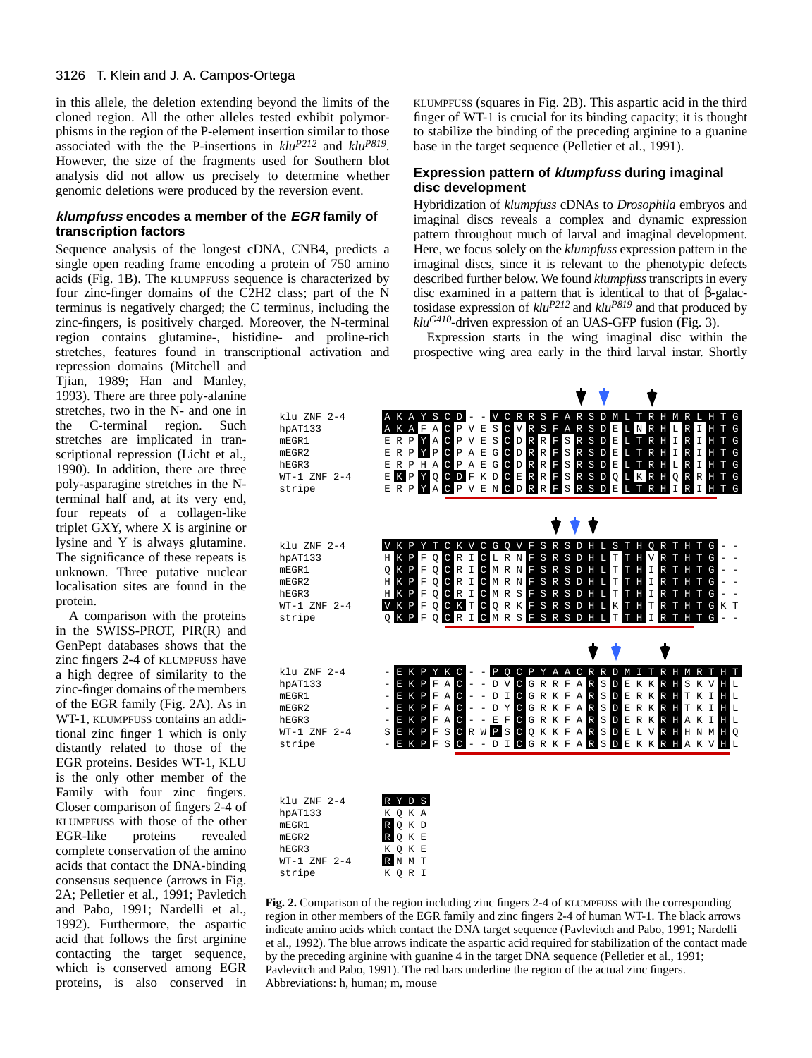in this allele, the deletion extending beyond the limits of the cloned region. All the other alleles tested exhibit polymorphisms in the region of the P-element insertion similar to those associated with the the P-insertions in *klu*$^{P212}$ and *klu*$^{P819}$. However, the size of the fragments used for Southern blot analysis did not allow us precisely to determine whether genomic deletions were produced by the reversion event.

### *klumpfuss* encodes a member of the *EGR* family of transcription factors

Sequence analysis of the longest cDNA, CNB4, predicts a single open reading frame encoding a protein of 750 amino acids (Fig. 1B). The KLUMPFUSS sequence is characterized by four zinc-finger domains of the C2H2 class; part of the N terminus is negatively charged; the C terminus, including the zinc-fingers, is positively charged. Moreover, the N-terminal region contains glutamine-, histidine- and proline-rich stretches, features found in transcriptional activation and repression domains (Mitchell and Tjian, 1989; Han and Manley, 1993). There are three poly-alanine stretches, two in the N- and one in the C-terminal region. Such stretches are implicated in transcriptional repression (Licht et al., 1990). In addition, there are three poly-asparagine stretches in the N-terminal half and, at its very end, four repeats of a collagen-like triplet GXY, where X is arginine or lysine and Y is always glutamine. The significance of these repeats is unknown. Three putative nuclear localisation sites are found in the protein.

A comparison with the proteins in the SWISS-PROT, PIR(R) and GenPept databases shows that the zinc fingers 2-4 of KLUMPFUSS have a high degree of similarity to the zinc-finger domains of the members of the EGR family (Fig. 2A). As in WT-1, KLUMPFUSS contains an additional zinc finger 1 which is only distantly related to those of the EGR proteins. Besides WT-1, KLU is the only other member of the Family with four zinc fingers. Closer comparison of fingers 2-4 of KLUMPFUSS with those of the other EGR-like proteins revealed complete conservation of the amino acids that contact the DNA-binding consensus sequence (arrows in Fig. 2A; Pelletier et al., 1991; Pavletich and Pabo, 1991; Nardelli et al., 1992). Furthermore, the aspartic acid that follows the first arginine contacting the target sequence, which is conserved among EGR proteins, is also conserved in KLUMPFUSS (squares in Fig. 2B). This aspartic acid in the third finger of WT-1 is crucial for its binding capacity; it is thought to stabilize the binding of the preceding arginine to a guanine base in the target sequence (Pelletier et al., 1991).

### Expression pattern of *klumpfuss* during imaginal disc development

Hybridization of *klumpfuss* cDNAs to *Drosophila* embryos and imaginal discs reveals a complex and dynamic expression pattern throughout much of larval and imaginal development. Here, we focus solely on the *klumpfuss* expression pattern in the imaginal discs, since it is relevant to the phenotypic defects described further below. We found *klumpfuss* transcripts in every disc examined in a pattern that is identical to that of β-galactosidase expression of *klu*$^{P212}$ and *klu*$^{P819}$ and that produced by *klu*$^{G410}$-driven expression of an UAS-GFP fusion (Fig. 3).

Expression starts in the wing imaginal disc within the prospective wing area early in the third larval instar. Shortly

```
klu ZNF 2-4   A K A Y S C D - - V C R R S F A R S D M L T R H M R L H T G
hpAT133       A K A F A C P V E S C V R S F A R S D E L N R H L R I H T G
mEGR1         E R P Y A C P V E S C D R R F S R S D E L T R H I R I H T G
mEGR2         E R P Y P C P A E G C D R R F S R S D E L T R H I R I H T G
hEGR3         E R P H A C P A E G C D R R F S R S D E L T R H L R I H T G
WT-1 ZNF 2-4  E K P Y Q C D F K D C E R R F S R S D Q L K R H Q R R H T G
stripe        E R P Y A C P V E N C D R R F S R S D E L T R H I R I H T G

klu ZNF 2-4   V K P Y T C K V C G Q V F S R S D H L S T H Q R T H T G - -
hpAT133       H K P F Q C R I C L R N F S R S D H L T T H V R T H T G - -
mEGR1         Q K P F Q C R I C M R N F S R S D H L T T H I R T H T G - -
mEGR2         H K P F Q C R I C M R N F S R S D H L T T H I R T H T G - -
hEGR3         H K P F Q C R I C M R S F S R S D H L T T H I R T H T G - -
WT-1 ZNF 2-4  V K P F Q C K T C Q R K F S R S D H L K T H T R T H T G K T
stripe        Q K P F Q C R I C M R S F S R S D H L T T H I R T H T G - -

klu ZNF 2-4   - E K P Y K C - - P Q C P Y A A C R R D M I T R H M R T H T
hpAT133       - E K P F A C - - D V C G R R F A R S D E K K R H S K V H L
mEGR1         - E K P F A C - - D I C G R K F A R S D E R K R H T K I H L
mEGR2         - E K P F A C - - D Y C G R K F A R S D E R K R H T K I H L
hEGR3         - E K P F A C - - E F C G R K F A R S D E R K R H A K I H L
WT-1 ZNF 2-4  S E K P F S C R W P S C Q K K F A R S D E L V R H H N M H Q
stripe        - E K P F S C - - D I C G R K F A R S D E K K R H A K V H L

klu ZNF 2-4   R Y D S
hpAT133       K Q K A
mEGR1         R Q K D
mEGR2         R Q K E
hEGR3         K Q K E
WT-1 ZNF 2-4  R N M T
stripe        K Q R I
```

**Fig. 2.** Comparison of the region including zinc fingers 2-4 of KLUMPFUSS with the corresponding region in other members of the EGR family and zinc fingers 2-4 of human WT-1. The black arrows indicate amino acids which contact the DNA target sequence (Pavlevitch and Pabo, 1991; Nardelli et al., 1992). The blue arrows indicate the aspartic acid required for stabilization of the contact made by the preceding arginine with guanine 4 in the target DNA sequence (Pelletier et al., 1991; Pavlevitch and Pabo, 1991). The red bars underline the region of the actual zinc fingers. Abbreviations: h, human; m, mouse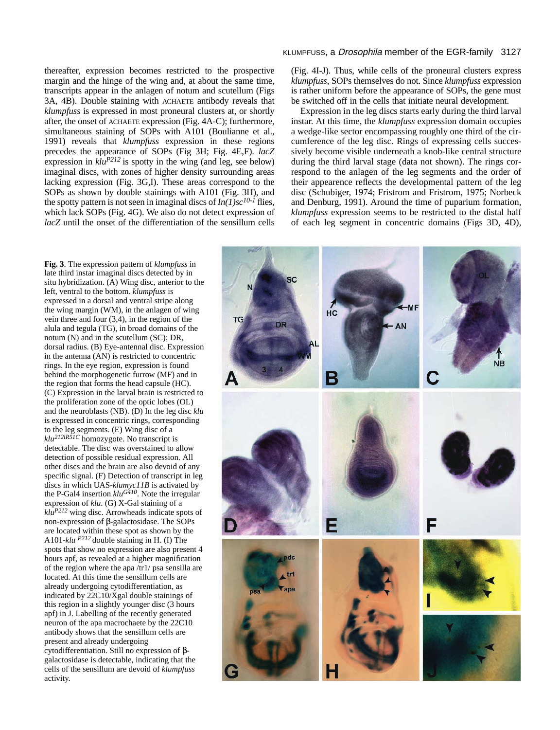thereafter, expression becomes restricted to the prospective margin and the hinge of the wing and, at about the same time, transcripts appear in the anlagen of notum and scutellum (Figs 3A, 4B). Double staining with ACHAETE antibody reveals that *klumpfuss* is expressed in most proneural clusters at, or shortly after, the onset of ACHAETE expression (Fig. 4A-C); furthermore, simultaneous staining of SOPs with A101 (Boulianne et al., 1991) reveals that *klumpfuss* expression in these regions precedes the appearance of SOPs (Fig 3H; Fig. 4E,F). *lacZ* expression in $klu^{P212}$ is spotty in the wing (and leg, see below) imaginal discs, with zones of higher density surrounding areas lacking expression (Fig. 3G,I). These areas correspond to the SOPs as shown by double stainings with A101 (Fig. 3H), and the spotty pattern is not seen in imaginal discs of $In(1)sc^{10-1}$ flies, which lack SOPs (Fig. 4G). We also do not detect expression of *lacZ* until the onset of the differentiation of the sensillum cells (Fig. 4I-J). Thus, while cells of the proneural clusters express *klumpfuss*, SOPs themselves do not. Since *klumpfuss* expression is rather uniform before the appearance of SOPs, the gene must be switched off in the cells that initiate neural development.

Expression in the leg discs starts early during the third larval instar. At this time, the *klumpfuss* expression domain occupies a wedge-like sector encompassing roughly one third of the circumference of the leg disc. Rings of expressing cells successively become visible underneath a knob-like central structure during the third larval stage (data not shown). The rings correspond to the anlagen of the leg segments and the order of their appearance reflects the developmental pattern of the leg disc (Schubiger, 1974; Fristrom and Fristrom, 1975; Norbeck and Denburg, 1991). Around the time of puparium formation, *klumpfuss* expression seems to be restricted to the distal half of each leg segment in concentric domains (Figs 3D, 4D),

**Fig. 3**. The expression pattern of *klumpfuss* in late third instar imaginal discs detected by in situ hybridization. (A) Wing disc, anterior to the left, ventral to the bottom. *klumpfuss* is expressed in a dorsal and ventral stripe along the wing margin (WM), in the anlagen of wing vein three and four (3,4), in the region of the alula and tegula (TG), in broad domains of the notum (N) and in the scutellum (SC); DR, dorsal radius. (B) Eye-antennal disc. Expression in the antenna (AN) is restricted to concentric rings. In the eye region, expression is found behind the morphogenetic furrow (MF) and in the region that forms the head capsule (HC). (C) Expression in the larval brain is restricted to the proliferation zone of the optic lobes (OL) and the neuroblasts (NB). (D) In the leg disc *klu* is expressed in concentric rings, corresponding to the leg segments. (E) Wing disc of a $klu^{212IR51C}$ homozygote. No transcript is detectable. The disc was overstained to allow detection of possible residual expression. All other discs and the brain are also devoid of any specific signal. (F) Detection of transcript in leg discs in which UAS-*klumyc11B* is activated by the P-Gal4 insertion $klu^{G410}$. Note the irregular expression of *klu*. (G) X-Gal staining of a $klu^{P212}$ wing disc. Arrowheads indicate spots of non-expression of β-galactosidase. The SOPs are located within these spot as shown by the A101-*klu* $^{P212}$ double staining in H. (I) The spots that show no expression are also present 4 hours apf, as revealed at a higher magnification of the region where the apa /tr1/ psa sensilla are located. At this time the sensillum cells are already undergoing cytodifferentiation, as indicated by 22C10/Xgal double stainings of this region in a slightly younger disc (3 hours apf) in J. Labelling of the recently generated neuron of the apa macrochaete by the 22C10 antibody shows that the sensillum cells are present and already undergoing cytodifferentiation. Still no expression of β-galactosidase is detectable, indicating that the cells of the sensillum are devoid of *klumpfuss* activity.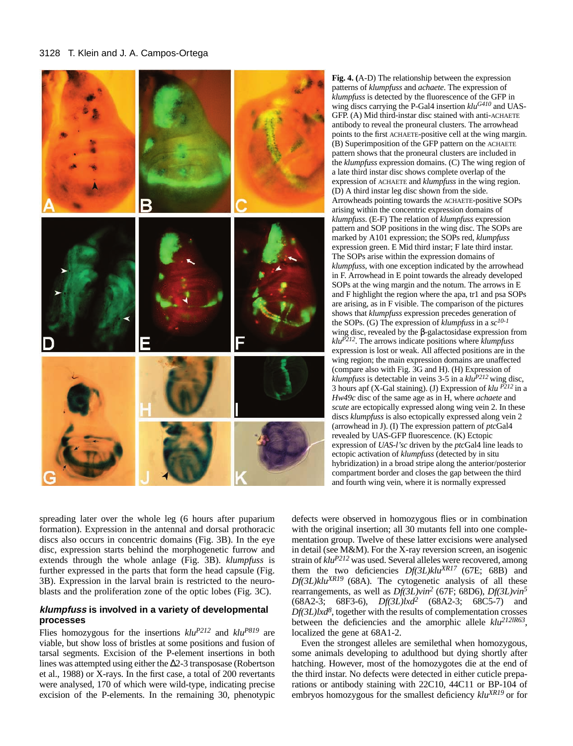**Fig. 4.** (A-D) The relationship between the expression patterns of *klumpfuss* and *achaete*. The expression of *klumpfuss* is detected by the fluorescence of the GFP in wing discs carrying the P-Gal4 insertion $klu^{G410}$ and UAS-GFP. (A) Mid third-instar disc stained with anti-ACHAETE antibody to reveal the proneural clusters. The arrowhead points to the first ACHAETE-positive cell at the wing margin. (B) Superimposition of the GFP pattern on the ACHAETE pattern shows that the proneural clusters are included in the *klumpfuss* expression domains. (C) The wing region of a late third instar disc shows complete overlap of the expression of ACHAETE and *klumpfuss* in the wing region. (D) A third instar leg disc shown from the side. Arrowheads pointing towards the ACHAETE-positive SOPs arising within the concentric expression domains of *klumpfuss*. (E-F) The relation of *klumpfuss* expression pattern and SOP positions in the wing disc. The SOPs are marked by A101 expression; the SOPs red, *klumpfuss* expression green. E Mid third instar; F late third instar. The SOPs arise within the expression domains of *klumpfuss*, with one exception indicated by the arrowhead in F. Arrowhead in E point towards the already developed SOPs at the wing margin and the notum. The arrows in E and F highlight the region where the apa, tr1 and psa SOPs are arising, as in F visible. The comparison of the pictures shows that *klumpfuss* expression precedes generation of the SOPs. (G) The expression of *klumpfuss* in a $sc^{10-1}$ wing disc, revealed by the β-galactosidase expression from $klu^{P212}$. The arrows indicate positions where *klumpfuss* expression is lost or weak. All affected positions are in the wing region; the main expression domains are unaffected (compare also with Fig. 3G and H). (H) Expression of *klumpfuss* is detectable in veins 3-5 in a $klu^{P212}$ wing disc, 3 hours apf (X-Gal staining). (J) Expression of $klu^{P212}$ in a *Hw49c* disc of the same age as in H, where *achaete* and *scute* are ectopically expressed along wing vein 2. In these discs *klumpfuss* is also ectopically expressed along vein 2 (arrowhead in J). (I) The expression pattern of *ptc*Gal4 revealed by UAS-GFP fluorescence. (K) Ectopic expression of *UAS-l'sc* driven by the *ptc*Gal4 line leads to ectopic activation of *klumpfuss* (detected by in situ hybridization) in a broad stripe along the anterior/posterior compartment border and closes the gap between the third and fourth wing vein, where it is normally expressed

spreading later over the whole leg (6 hours after puparium formation). Expression in the antennal and dorsal prothoracic discs also occurs in concentric domains (Fig. 3B). In the eye disc, expression starts behind the morphogenetic furrow and extends through the whole anlage (Fig. 3B). *klumpfuss* is further expressed in the parts that form the head capsule (Fig. 3B). Expression in the larval brain is restricted to the neuroblasts and the proliferation zone of the optic lobes (Fig. 3C).

### *klumpfuss* is involved in a variety of developmental processes

Flies homozygous for the insertions $klu^{P212}$ and $klu^{P819}$ are viable, but show loss of bristles at some positions and fusion of tarsal segments. Excision of the P-element insertions in both lines was attempted using either the Δ2-3 transposase (Robertson et al., 1988) or X-rays. In the first case, a total of 200 revertants were analysed, 170 of which were wild-type, indicating precise excision of the P-elements. In the remaining 30, phenotypic defects were observed in homozygous flies or in combination with the original insertion; all 30 mutants fell into one complementation group. Twelve of these latter excisions were analysed in detail (see M&M). For the X-ray reversion screen, an isogenic strain of $klu^{P212}$ was used. Several alleles were recovered, among them the two deficiencies $Df(3L)klu^{XR17}$ (67E; 68B) and $Df(3L)klu^{XR19}$ (68A). The cytogenetic analysis of all these rearrangements, as well as $Df(3L)vin^{2}$ (67F; 68D6), $Df(3L)vin^{5}$ (68A2-3; 68F3-6), $Df(3L)lxd^{2}$ (68A2-3; 68C5-7) and $Df(3L)lxd^{8}$, together with the results of complementation crosses between the deficiencies and the amorphic allele $klu^{212IR63}$, localized the gene at 68A1-2.

Even the strongest alleles are semilethal when homozygous, some animals developing to adulthood but dying shortly after hatching. However, most of the homozygotes die at the end of the third instar. No defects were detected in either cuticle preparations or antibody staining with 22C10, 44C11 or BP-104 of embryos homozygous for the smallest deficiency $klu^{XR19}$ or for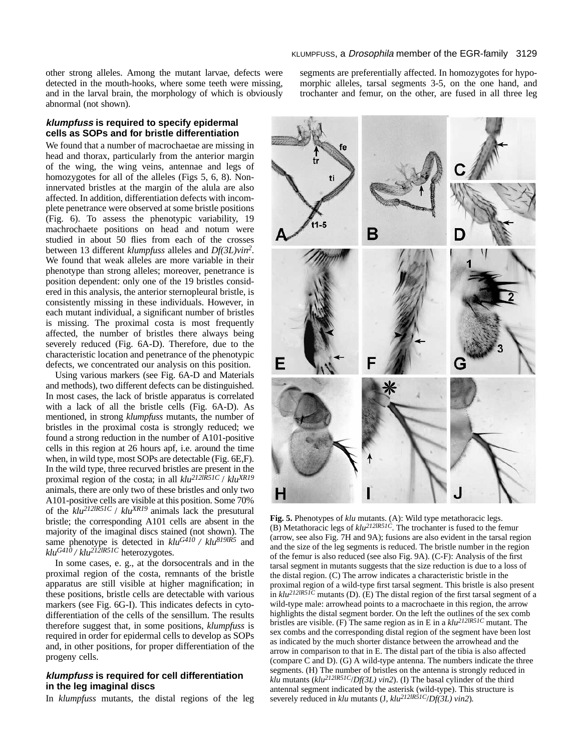other strong alleles. Among the mutant larvae, defects were detected in the mouth-hooks, where some teeth were missing, and in the larval brain, the morphology of which is obviously abnormal (not shown).

### *klumpfuss* is required to specify epidermal cells as SOPs and for bristle differentiation

We found that a number of macrochaetae are missing in head and thorax, particularly from the anterior margin of the wing, the wing veins, antennae and legs of homozygotes for all of the alleles (Figs 5, 6, 8). Non-innervated bristles at the margin of the alula are also affected. In addition, differentiation defects with incomplete penetrance were observed at some bristle positions (Fig. 6). To assess the phenotypic variability, 19 machrochaete positions on head and notum were studied in about 50 flies from each of the crosses between 13 different *klumpfuss* alleles and *Df(3L)vin*[2]. We found that weak alleles are more variable in their phenotype than strong alleles; moreover, penetrance is position dependent: only one of the 19 bristles considered in this analysis, the anterior sternopleural bristle, is consistently missing in these individuals. However, in each mutant individual, a significant number of bristles is missing. The proximal costa is most frequently affected, the number of bristles there always being severely reduced (Fig. 6A-D). Therefore, due to the characteristic location and penetrance of the phenotypic defects, we concentrated our analysis on this position.

Using various markers (see Fig. 6A-D and Materials and methods), two different defects can be distinguished. In most cases, the lack of bristle apparatus is correlated with a lack of all the bristle cells (Fig. 6A-D). As mentioned, in strong *klumpfuss* mutants, the number of bristles in the proximal costa is strongly reduced; we found a strong reduction in the number of A101-positive cells in this region at 26 hours apf, i.e. around the time when, in wild type, most SOPs are detectable (Fig. 6E,F). In the wild type, three recurved bristles are present in the proximal region of the costa; in all $klu^{212IR51C}$ / $klu^{XR19}$ animals, there are only two of these bristles and only two A101-positive cells are visible at this position. Some 70% of the $klu^{212IR51C}$ / $klu^{XR19}$ animals lack the presutural bristle; the corresponding A101 cells are absent in the majority of the imaginal discs stained (not shown). The same phenotype is detected in $klu^{G410}$ / $klu^{819IR5}$ and $klu^{G410}$ / $klu^{212IR51C}$ heterozygotes.

In some cases, e. g., at the dorsocentrals and in the proximal region of the costa, remnants of the bristle apparatus are still visible at higher magnification; in these positions, bristle cells are detectable with various markers (see Fig. 6G-I). This indicates defects in cyto-differentiation of the cells of the sensillum. The results therefore suggest that, in some positions, *klumpfuss* is required in order for epidermal cells to develop as SOPs and, in other positions, for proper differentiation of the progeny cells.

### *klumpfuss* is required for cell differentiation in the leg imaginal discs

In *klumpfuss* mutants, the distal regions of the leg segments are preferentially affected. In homozygotes for hypomorphic alleles, tarsal segments 3-5, on the one hand, and trochanter and femur, on the other, are fused in all three leg

**Fig. 5.** Phenotypes of *klu* mutants. (A): Wild type metathoracic legs. (B) Metathoracic legs of $klu^{212IR51C}$. The trochanter is fused to the femur (arrow, see also Fig. 7H and 9A); fusions are also evident in the tarsal region and the size of the leg segments is reduced. The bristle number in the region of the femur is also reduced (see also Fig. 9A). (C-F): Analysis of the first tarsal segment in mutants suggests that the size reduction is due to a loss of the distal region. (C) The arrow indicates a characteristic bristle in the proximal region of a wild-type first tarsal segment. This bristle is also present in $klu^{212IR51C}$ mutants (D). (E) The distal region of the first tarsal segment of a wild-type male: arrowhead points to a macrochaete in this region, the arrow highlights the distal segment border. On the left the outlines of the sex comb bristles are visible. (F) The same region as in E in a $klu^{212IR51C}$ mutant. The sex combs and the corresponding distal region of the segment have been lost as indicated by the much shorter distance between the arrowhead and the arrow in comparison to that in E. The distal part of the tibia is also affected (compare C and D). (G) A wild-type antenna. The numbers indicate the three segments. (H) The number of bristles on the antenna is strongly reduced in *klu* mutants ($klu^{212IR51C}$/*Df(3L) vin2*). (I) The basal cylinder of the third antennal segment indicated by the asterisk (wild-type). This structure is severely reduced in *klu* mutants (J, $klu^{212IR51C}$/*Df(3L) vin2*).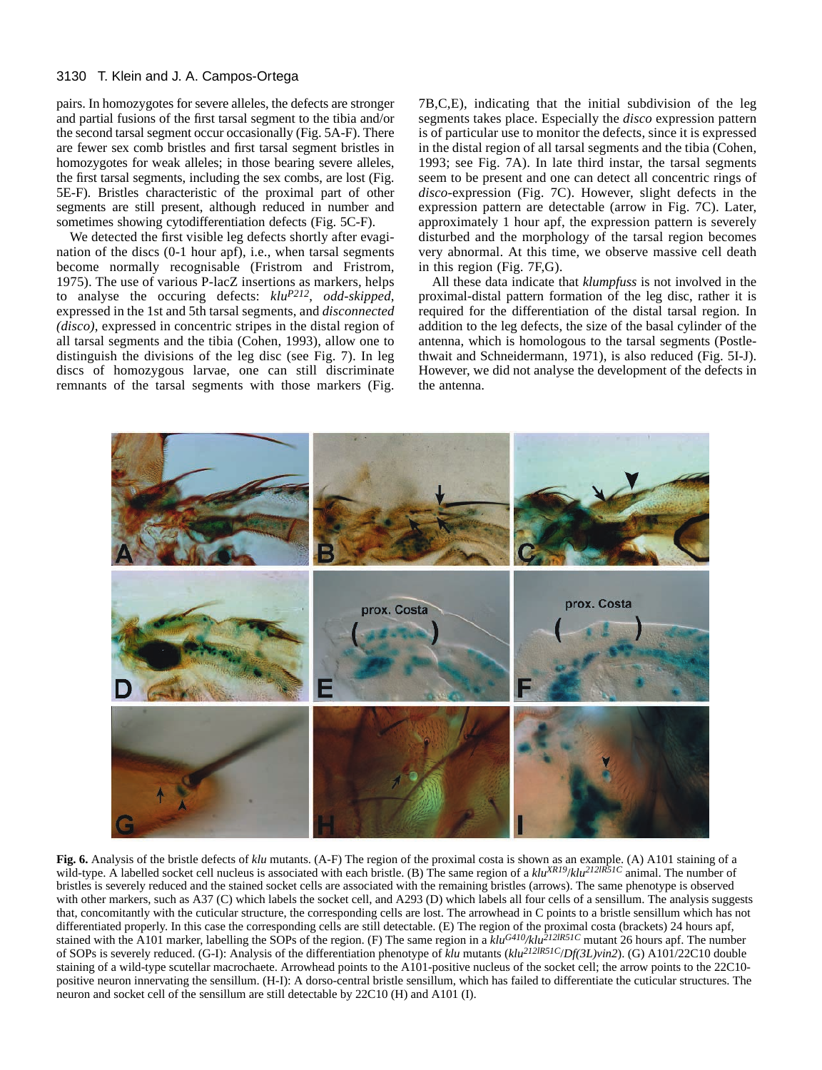pairs. In homozygotes for severe alleles, the defects are stronger and partial fusions of the first tarsal segment to the tibia and/or the second tarsal segment occur occasionally (Fig. 5A-F). There are fewer sex comb bristles and first tarsal segment bristles in homozygotes for weak alleles; in those bearing severe alleles, the first tarsal segments, including the sex combs, are lost (Fig. 5E-F). Bristles characteristic of the proximal part of other segments are still present, although reduced in number and sometimes showing cytodifferentiation defects (Fig. 5C-F).

We detected the first visible leg defects shortly after evagination of the discs (0-1 hour apf), i.e., when tarsal segments become normally recognisable (Fristrom and Fristrom, 1975). The use of various P-lacZ insertions as markers, helps to analyse the occuring defects: *klu*$^{P212}$, *odd-skipped*, expressed in the 1st and 5th tarsal segments, and *disconnected (disco)*, expressed in concentric stripes in the distal region of all tarsal segments and the tibia (Cohen, 1993), allow one to distinguish the divisions of the leg disc (see Fig. 7). In leg discs of homozygous larvae, one can still discriminate remnants of the tarsal segments with those markers (Fig. 7B,C,E), indicating that the initial subdivision of the leg segments takes place. Especially the *disco* expression pattern is of particular use to monitor the defects, since it is expressed in the distal region of all tarsal segments and the tibia (Cohen, 1993; see Fig. 7A). In late third instar, the tarsal segments seem to be present and one can detect all concentric rings of *disco*-expression (Fig. 7C). However, slight defects in the expression pattern are detectable (arrow in Fig. 7C). Later, approximately 1 hour apf, the expression pattern is severely disturbed and the morphology of the tarsal region becomes very abnormal. At this time, we observe massive cell death in this region (Fig. 7F,G).

All these data indicate that *klumpfuss* is not involved in the proximal-distal pattern formation of the leg disc, rather it is required for the differentiation of the distal tarsal region. In addition to the leg defects, the size of the basal cylinder of the antenna, which is homologous to the tarsal segments (Postlethwait and Schneidermann, 1971), is also reduced (Fig. 5I-J). However, we did not analyse the development of the defects in the antenna.

**Fig. 6.** Analysis of the bristle defects of *klu* mutants. (A-F) The region of the proximal costa is shown as an example. (A) A101 staining of a wild-type. A labelled socket cell nucleus is associated with each bristle. (B) The same region of a *klu*$^{XR19}$/*klu*$^{212IR51C}$ animal. The number of bristles is severely reduced and the stained socket cells are associated with the remaining bristles (arrows). The same phenotype is observed with other markers, such as A37 (C) which labels the socket cell, and A293 (D) which labels all four cells of a sensillum. The analysis suggests that, concomitantly with the cuticular structure, the corresponding cells are lost. The arrowhead in C points to a bristle sensillum which has not differentiated properly. In this case the corresponding cells are still detectable. (E) The region of the proximal costa (brackets) 24 hours apf, stained with the A101 marker, labelling the SOPs of the region. (F) The same region in a *klu*$^{G410}$/*klu*$^{212IR51C}$ mutant 26 hours apf. The number of SOPs is severely reduced. (G-I): Analysis of the differentiation phenotype of *klu* mutants (*klu*$^{212IR51C}$/*Df(3L)vin2*). (G) A101/22C10 double staining of a wild-type scutellar macrochaete. Arrowhead points to the A101-positive nucleus of the socket cell; the arrow points to the 22C10-positive neuron innervating the sensillum. (H-I): A dorso-central bristle sensillum, which has failed to differentiate the cuticular structures. The neuron and socket cell of the sensillum are still detectable by 22C10 (H) and A101 (I).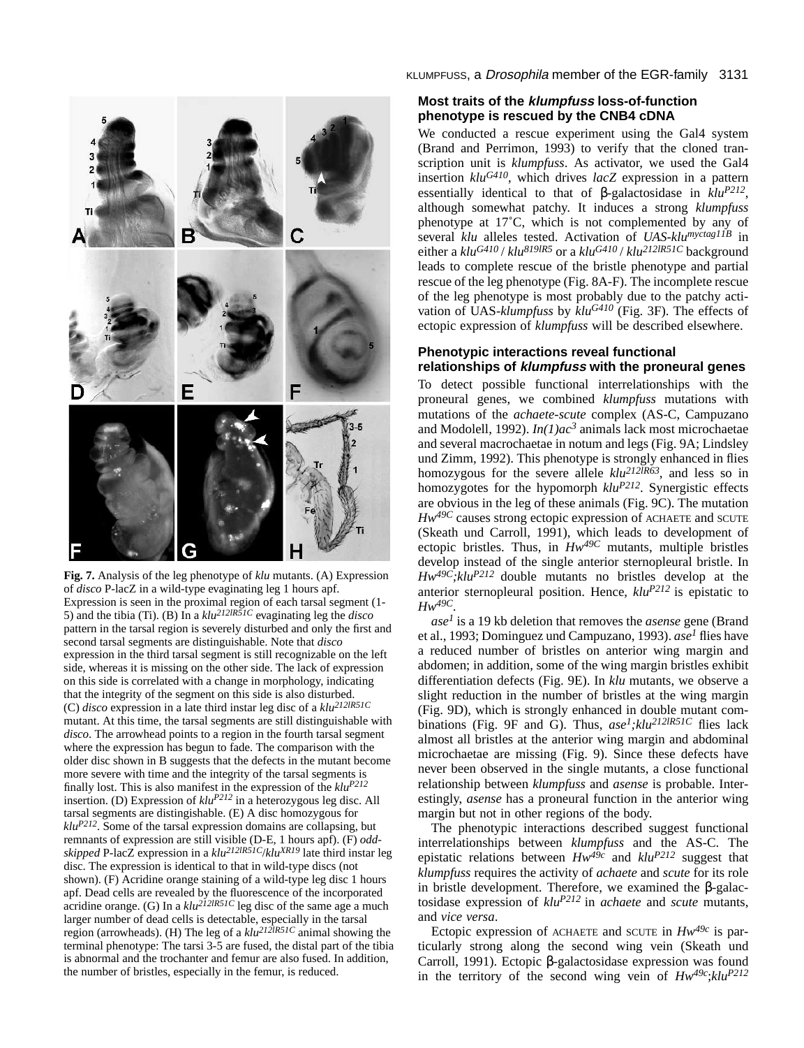**Fig. 7.** Analysis of the leg phenotype of *klu* mutants. (A) Expression of *disco* P-lacZ in a wild-type evaginating leg 1 hours apf. Expression is seen in the proximal region of each tarsal segment (1-5) and the tibia (Ti). (B) In a $klu^{212IR51C}$ evaginating leg the *disco* pattern in the tarsal region is severely disturbed and only the first and second tarsal segments are distinguishable. Note that *disco* expression in the third tarsal segment is still recognizable on the left side, whereas it is missing on the other side. The lack of expression on this side is correlated with a change in morphology, indicating that the integrity of the segment on this side is also disturbed. (C) *disco* expression in a late third instar leg disc of a $klu^{212IR51C}$ mutant. At this time, the tarsal segments are still distinguishable with *disco*. The arrowhead points to a region in the fourth tarsal segment where the expression has begun to fade. The comparison with the older disc shown in B suggests that the defects in the mutant become more severe with time and the integrity of the tarsal segments is finally lost. This is also manifest in the expression of the $klu^{P212}$ insertion. (D) Expression of $klu^{P212}$ in a heterozygous leg disc. All tarsal segments are distingishable. (E) A disc homozygous for $klu^{P212}$. Some of the tarsal expression domains are collapsing, but remnants of expression are still visible (D-E, 1 hours apf). (F) *odd-skipped* P-lacZ expression in a $klu^{212IR51C}/klu^{XR19}$ late third instar leg disc. The expression is identical to that in wild-type discs (not shown). (F) Acridine orange staining of a wild-type leg disc 1 hours apf. Dead cells are revealed by the fluorescence of the incorporated acridine orange. (G) In a $klu^{212IR51C}$ leg disc of the same age a much larger number of dead cells is detectable, especially in the tarsal region (arrowheads). (H) The leg of a $klu^{212IR51C}$ animal showing the terminal phenotype: The tarsi 3-5 are fused, the distal part of the tibia is abnormal and the trochanter and femur are also fused. In addition, the number of bristles, especially in the femur, is reduced.

### Most traits of the *klumpfuss* loss-of-function phenotype is rescued by the CNB4 cDNA

We conducted a rescue experiment using the Gal4 system (Brand and Perrimon, 1993) to verify that the cloned transcription unit is *klumpfuss*. As activator, we used the Gal4 insertion $klu^{G410}$, which drives *lacZ* expression in a pattern essentially identical to that of β-galactosidase in $klu^{P212}$, although somewhat patchy. It induces a strong *klumpfuss* phenotype at 17°C, which is not complemented by any of several *klu* alleles tested. Activation of *UAS-klu*$^{myctag11B}$ in either a $klu^{G410}$ / $klu^{819IR5}$ or a $klu^{G410}$ / $klu^{212IR51C}$ background leads to complete rescue of the bristle phenotype and partial rescue of the leg phenotype (Fig. 8A-F). The incomplete rescue of the leg phenotype is most probably due to the patchy activation of UAS-*klumpfuss* by $klu^{G410}$ (Fig. 3F). The effects of ectopic expression of *klumpfuss* will be described elsewhere.

### Phenotypic interactions reveal functional relationships of *klumpfuss* with the proneural genes

To detect possible functional interrelationships with the proneural genes, we combined *klumpfuss* mutations with mutations of the *achaete-scute* complex (AS-C, Campuzano and Modolell, 1992). *In(1)ac*$^{3}$ animals lack most microchaetae and several macrochaetae in notum and legs (Fig. 9A; Lindsley und Zimm, 1992). This phenotype is strongly enhanced in flies homozygous for the severe allele $klu^{212IR63}$, and less so in homozygotes for the hypomorph $klu^{P212}$. Synergistic effects are obvious in the leg of these animals (Fig. 9C). The mutation $Hw^{49C}$ causes strong ectopic expression of ACHAETE and SCUTE (Skeath and Carroll, 1991), which leads to development of ectopic bristles. Thus, in $Hw^{49C}$ mutants, multiple bristles develop instead of the single anterior sternopleural bristle. In $Hw^{49C}$;$klu^{P212}$ double mutants no bristles develop at the anterior sternopleural position. Hence, $klu^{P212}$ is epistatic to $Hw^{49C}$.

$ase^{1}$ is a 19 kb deletion that removes the *asense* gene (Brand et al., 1993; Dominguez und Campuzano, 1993). $ase^{1}$ flies have a reduced number of bristles on anterior wing margin and abdomen; in addition, some of the wing margin bristles exhibit differentiation defects (Fig. 9E). In *klu* mutants, we observe a slight reduction in the number of bristles at the wing margin (Fig. 9D), which is strongly enhanced in double mutant combinations (Fig. 9F and G). Thus, $ase^{1}$;$klu^{212IR51C}$ flies lack almost all bristles at the anterior wing margin and abdominal microchaetae are missing (Fig. 9). Since these defects have never been observed in the single mutants, a close functional relationship between *klumpfuss* and *asense* is probable. Interestingly, *asense* has a proneural function in the anterior wing margin but not in other regions of the body.

The phenotypic interactions described suggest functional interrelationships between *klumpfuss* and the AS-C. The epistatic relations between $Hw^{49c}$ and $klu^{P212}$ suggest that *klumpfuss* requires the activity of *achaete* and *scute* for its role in bristle development. Therefore, we examined the β-galactosidase expression of $klu^{P212}$ in *achaete* and *scute* mutants, and *vice versa*.

Ectopic expression of ACHAETE and SCUTE in $Hw^{49c}$ is particularly strong along the second wing vein (Skeath und Carroll, 1991). Ectopic β-galactosidase expression was found in the territory of the second wing vein of $Hw^{49c}$;$klu^{P212}$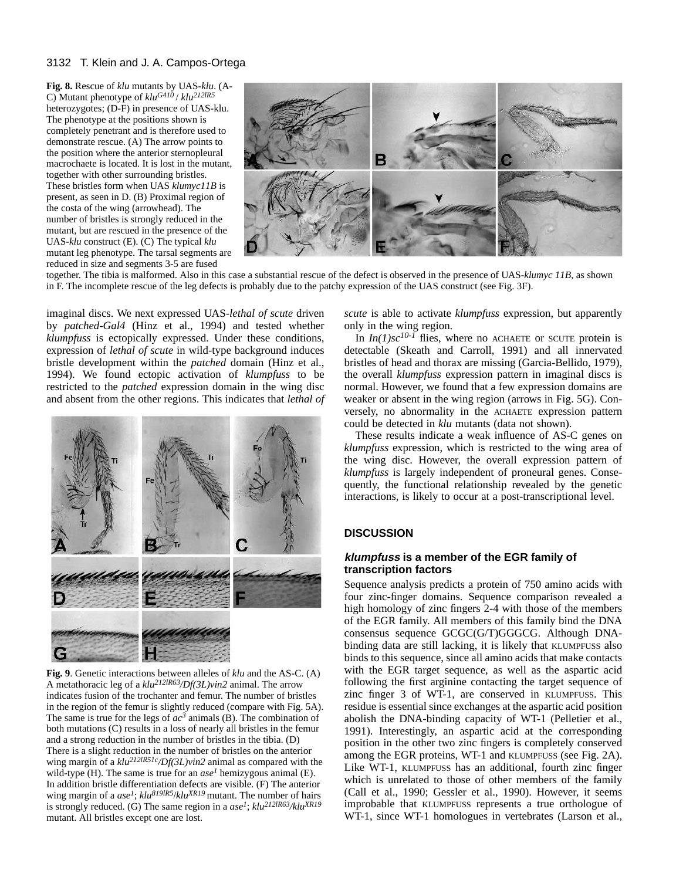**Fig. 8.** Rescue of *klu* mutants by UAS-*klu*. (A-C) Mutant phenotype of $klu^{G410}$ / $klu^{212IR5}$ heterozygotes; (D-F) in presence of UAS-klu. The phenotype at the positions shown is completely penetrant and is therefore used to demonstrate rescue. (A) The arrow points to the position where the anterior sternopleural macrochaete is located. It is lost in the mutant, together with other surrounding bristles. These bristles form when UAS *klumyc11B* is present, as seen in D. (B) Proximal region of the costa of the wing (arrowhead). The number of bristles is strongly reduced in the mutant, but are rescued in the presence of the UAS-*klu* construct (E). (C) The typical *klu* mutant leg phenotype. The tarsal segments are reduced in size and segments 3-5 are fused together. The tibia is malformed. Also in this case a substantial rescue of the defect is observed in the presence of UAS-*klumyc 11B*, as shown in F. The incomplete rescue of the leg defects is probably due to the patchy expression of the UAS construct (see Fig. 3F).

imaginal discs. We next expressed UAS-*lethal of scute* driven by *patched-Gal4* (Hinz et al., 1994) and tested whether *klumpfuss* is ectopically expressed. Under these conditions, expression of *lethal of scute* in wild-type background induces bristle development within the *patched* domain (Hinz et al., 1994). We found ectopic activation of *klumpfuss* to be restricted to the *patched* expression domain in the wing disc and absent from the other regions. This indicates that *lethal of scute* is able to activate *klumpfuss* expression, but apparently only in the wing region.

**Fig. 9**. Genetic interactions between alleles of *klu* and the AS-C. (A) A metathoracic leg of a $klu^{212IR63}$/*Df(3L)vin2* animal. The arrow indicates fusion of the trochanter and femur. The number of bristles in the region of the femur is slightly reduced (compare with Fig. 5A). The same is true for the legs of $ac^3$ animals (B). The combination of both mutations (C) results in a loss of nearly all bristles in the femur and a strong reduction in the number of bristles in the tibia. (D) There is a slight reduction in the number of bristles on the anterior wing margin of a $klu^{212IR51c}$/*Df(3L)vin2* animal as compared with the wild-type (H). The same is true for an $ase^1$ hemizygous animal (E). In addition bristle differentiation defects are visible. (F) The anterior wing margin of a $ase^1$; $klu^{819IR5}$/$klu^{XR19}$ mutant. The number of hairs is strongly reduced. (G) The same region in a $ase^1$; $klu^{212IR63}$/$klu^{XR19}$ mutant. All bristles except one are lost.

In *In(1)sc*$^{10-1}$ flies, where no ACHAETE or SCUTE protein is detectable (Skeath and Carroll, 1991) and all innervated bristles of head and thorax are missing (Garcia-Bellido, 1979), the overall *klumpfuss* expression pattern in imaginal discs is normal. However, we found that a few expression domains are weaker or absent in the wing region (arrows in Fig. 5G). Conversely, no abnormality in the ACHAETE expression pattern could be detected in *klu* mutants (data not shown).

These results indicate a weak influence of AS-C genes on *klumpfuss* expression, which is restricted to the wing area of the wing disc. However, the overall expression pattern of *klumpfuss* is largely independent of proneural genes. Consequently, the functional relationship revealed by the genetic interactions, is likely to occur at a post-transcriptional level.

## DISCUSSION

### *klumpfuss* is a member of the EGR family of transcription factors

Sequence analysis predicts a protein of 750 amino acids with four zinc-finger domains. Sequence comparison revealed a high homology of zinc fingers 2-4 with those of the members of the EGR family. All members of this family bind the DNA consensus sequence GCGC(G/T)GGGCG. Although DNA-binding data are still lacking, it is likely that KLUMPFUSS also binds to this sequence, since all amino acids that make contacts with the EGR target sequence, as well as the aspartic acid following the first arginine contacting the target sequence of zinc finger 3 of WT-1, are conserved in KLUMPFUSS. This residue is essential since exchanges at the aspartic acid position abolish the DNA-binding capacity of WT-1 (Pelletier et al., 1991). Interestingly, an aspartic acid at the corresponding position in the other two zinc fingers is completely conserved among the EGR proteins, WT-1 and KLUMPFUSS (see Fig. 2A). Like WT-1, KLUMPFUSS has an additional, fourth zinc finger which is unrelated to those of other members of the family (Call et al., 1990; Gessler et al., 1990). However, it seems improbable that KLUMPFUSS represents a true orthologue of WT-1, since WT-1 homologues in vertebrates (Larson et al.,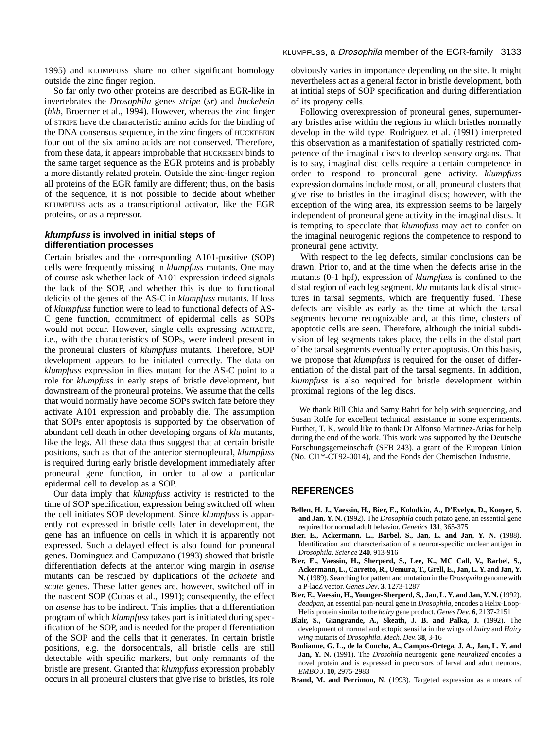1995) and KLUMPFUSS share no other significant homology outside the zinc finger region.

So far only two other proteins are described as EGR-like in invertebrates the *Drosophila* genes *stripe* (*sr*) and *huckebein* (*hkb*, Broenner et al., 1994). However, whereas the zinc finger of STRIPE have the characteristic amino acids for the binding of the DNA consensus sequence, in the zinc fingers of HUCKEBEIN four out of the six amino acids are not conserved. Therefore, from these data, it appears improbable that HUCKEBEIN binds to the same target sequence as the EGR proteins and is probably a more distantly related protein. Outside the zinc-finger region all proteins of the EGR family are different; thus, on the basis of the sequence, it is not possible to decide about whether KLUMPFUSS acts as a transcriptional activator, like the EGR proteins, or as a repressor.

### *klumpfuss* is involved in initial steps of differentiation processes

Certain bristles and the corresponding A101-positive (SOP) cells were frequently missing in *klumpfuss* mutants. One may of course ask whether lack of A101 expression indeed signals the lack of the SOP, and whether this is due to functional deficits of the genes of the AS-C in *klumpfuss* mutants. If loss of *klumpfuss* function were to lead to functional defects of AS-C gene function, commitment of epidermal cells as SOPs would not occur. However, single cells expressing ACHAETE, i.e., with the characteristics of SOPs, were indeed present in the proneural clusters of *klumpfuss* mutants. Therefore, SOP development appears to be initiated correctly. The data on *klumpfuss* expression in flies mutant for the AS-C point to a role for *klumpfuss* in early steps of bristle development, but downstream of the proneural proteins. We assume that the cells that would normally have become SOPs switch fate before they activate A101 expression and probably die. The assumption that SOPs enter apoptosis is supported by the observation of abundant cell death in other developing organs of *klu* mutants, like the legs. All these data thus suggest that at certain bristle positions, such as that of the anterior sternopleural, *klumpfuss* is required during early bristle development immediately after proneural gene function, in order to allow a particular epidermal cell to develop as a SOP.

Our data imply that *klumpfuss* activity is restricted to the time of SOP specification, expression being switched off when the cell initiates SOP development. Since *klumpfuss* is apparently not expressed in bristle cells later in development, the gene has an influence on cells in which it is apparently not expressed. Such a delayed effect is also found for proneural genes. Dominguez and Campuzano (1993) showed that bristle differentiation defects at the anterior wing margin in *asense* mutants can be rescued by duplications of the *achaete* and *scute* genes. These latter genes are, however, switched off in the nascent SOP (Cubas et al., 1991); consequently, the effect on *asense* has to be indirect. This implies that a differentiation program of which *klumpfuss* takes part is initiated during specification of the SOP, and is needed for the proper differentiation of the SOP and the cells that it generates. In certain bristle positions, e.g. the dorsocentrals, all bristle cells are still detectable with specific markers, but only remnants of the bristle are present. Granted that *klumpfuss* expression probably occurs in all proneural clusters that give rise to bristles, its role obviously varies in importance depending on the site. It might nevertheless act as a general factor in bristle development, both at intitial steps of SOP specification and during differentiation of its progeny cells.

Following overexpression of proneural genes, supernumerary bristles arise within the regions in which bristles normally develop in the wild type. Rodriguez et al. (1991) interpreted this observation as a manifestation of spatially restricted competence of the imaginal discs to develop sensory organs. That is to say, imaginal disc cells require a certain competence in order to respond to proneural gene activity. *klumpfuss* expression domains include most, or all, proneural clusters that give rise to bristles in the imaginal discs; however, with the exception of the wing area, its expression seems to be largely independent of proneural gene activity in the imaginal discs. It is tempting to speculate that *klumpfuss* may act to confer on the imaginal neurogenic regions the competence to respond to proneural gene activity.

With respect to the leg defects, similar conclusions can be drawn. Prior to, and at the time when the defects arise in the mutants (0-1 hpf), expression of *klumpfuss* is confined to the distal region of each leg segment. *klu* mutants lack distal structures in tarsal segments, which are frequently fused. These defects are visible as early as the time at which the tarsal segments become recognizable and, at this time, clusters of apoptotic cells are seen. Therefore, although the initial subdivision of leg segments takes place, the cells in the distal part of the tarsal segments eventually enter apoptosis. On this basis, we propose that *klumpfuss* is required for the onset of differentiation of the distal part of the tarsal segments. In addition, *klumpfuss* is also required for bristle development within proximal regions of the leg discs.

We thank Bill Chia and Samy Bahri for help with sequencing, and Susan Rolfe for excellent technical assistance in some experiments. Further, T. K. would like to thank Dr Alfonso Martinez-Arias for help during the end of the work. This work was supported by the Deutsche Forschungsgemeinschaft (SFB 243), a grant of the European Union (No. CI1*-CT92-0014), and the Fonds der Chemischen Industrie.

## REFERENCES

**Bellen, H. J., Vaessin, H., Bier, E., Kolodkin, A., D'Evelyn, D., Kooyer, S. and Jan, Y. N.** (1992). The *Drosophila* couch potato gene, an essential gene required for normal adult behavior. *Genetics* **131**, 365-375

**Bier, E., Ackermann, L., Barbel, S., Jan, L. and Jan, Y. N.** (1988). Identification and characterization of a neuron-specific nuclear antigen in *Drosophila*. *Science* **240**, 913-916

**Bier, E., Vaessin, H., Sherperd, S., Lee, K., MC Call, V., Barbel, S., Ackermann, L., Carretto, R., Uemura, T., Grell, E., Jan, L. Y. and Jan, Y. N.** (1989). Searching for pattern and mutation in the *Drosophila* genome with a P-lacZ vector. *Genes Dev*. **3**, 1273-1287

**Bier, E., Vaessin, H., Younger-Sherperd, S., Jan, L. Y. and Jan, Y. N.** (1992). *deadpan*, an essential pan-neural gene in *Drosophila*, encodes a Helix-Loop-Helix protein similar to the *hairy* gene product. *Genes Dev*. **6**, 2137-2151

**Blair, S., Giangrande, A., Skeath, J. B. and Palka, J.** (1992). The development of normal and ectopic sensilla in the wings of *hairy* and *Hairy wing* mutants of *Drosophila*. *Mech. Dev.* **38**, 3-16

**Boulianne, G. L., de la Concha, A., Campos-Ortega, J. A., Jan, L. Y. and Jan, Y. N.** (1991). The *Drosohila* neurogenic gene *neuralized* encodes a novel protein and is expressed in precursors of larval and adult neurons. *EMBO J.* **10**, 2975-2983

**Brand, M. and Perrimon, N.** (1993). Targeted expression as a means of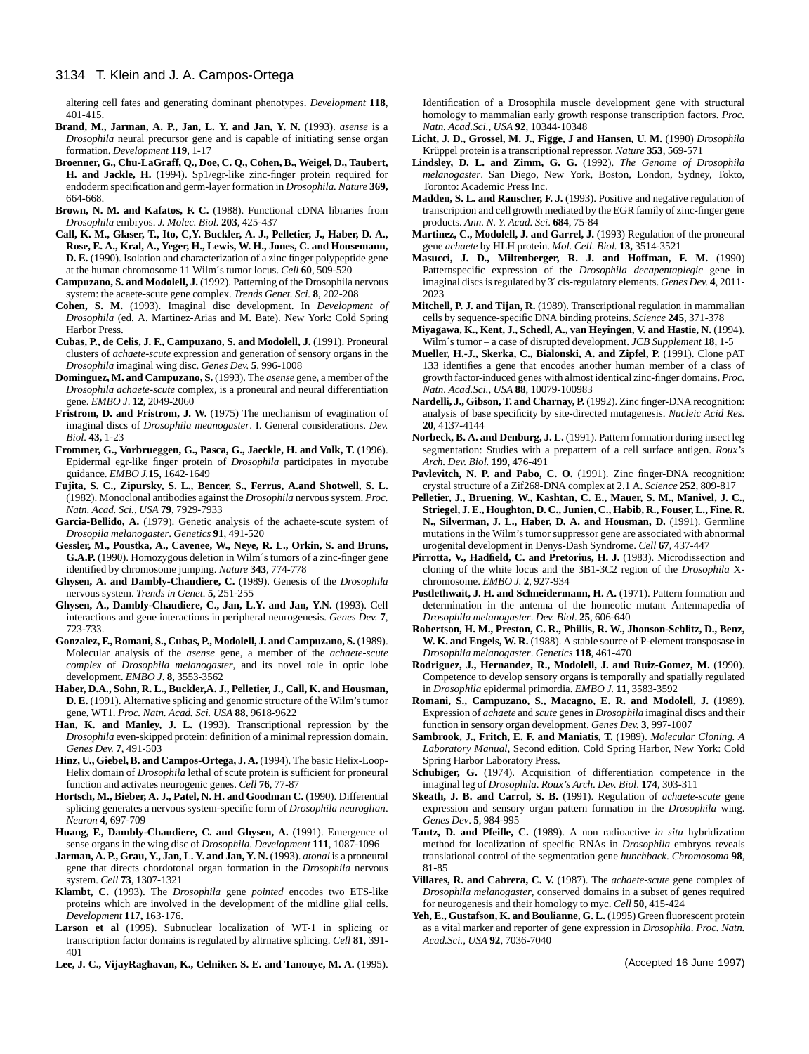altering cell fates and generating dominant phenotypes. *Development* **118**, 401-415.

**Brand, M., Jarman, A. P., Jan, L. Y. and Jan, Y. N.** (1993). *asense* is a *Drosophila* neural precursor gene and is capable of initiating sense organ formation. *Development* **119**, 1-17

**Broenner, G., Chu-LaGraff, Q., Doe, C. Q., Cohen, B., Weigel, D., Taubert, H. and Jackle, H.** (1994). Sp1/egr-like zinc-finger protein required for endoderm specification and germ-layer formation in *Drosophila. Nature* **369,** 664-668.

**Brown, N. M. and Kafatos, F. C.** (1988). Functional cDNA libraries from *Drosophila* embryos. *J. Molec. Biol.* **203**, 425-437

**Call, K. M., Glaser, T., Ito, C,Y. Buckler, A. J., Pelletier, J., Haber, D. A., Rose, E. A., Kral, A., Yeger, H., Lewis, W. H., Jones, C. and Housemann, D. E.** (1990). Isolation and characterization of a zinc finger polypeptide gene at the human chromosome 11 Wilm´s tumor locus. *Cell* **60**, 509-520

**Campuzano, S. and Modolell, J.** (1992). Patterning of the Drosophila nervous system: the acaete-scute gene complex. *Trends Genet. Sci.* **8**, 202-208

**Cohen, S. M.** (1993). Imaginal disc development. In *Development of Drosophila* (ed. A. Martinez-Arias and M. Bate). New York: Cold Spring Harbor Press.

**Cubas, P., de Celis, J. F., Campuzano, S. and Modolell, J.** (1991). Proneural clusters of *achaete-scute* expression and generation of sensory organs in the *Drosophila* imaginal wing disc. *Genes Dev.* **5**, 996-1008

**Dominguez, M. and Campuzano, S.** (1993). The *asense* gene, a member of the *Drosophila achaete-scute* complex, is a proneural and neural differentiation gene. *EMBO J*. **12**, 2049-2060

**Fristrom, D. and Fristrom, J. W.** (1975) The mechanism of evagination of imaginal discs of *Drosophila meanogaster*. I. General considerations. *Dev. Biol.* **43,** 1-23

**Frommer, G., Vorbrueggen, G., Pasca, G., Jaeckle, H. and Volk, T.** (1996). Epidermal egr-like finger protein of *Drosophila* participates in myotube guidance. *EMBO J.***15**, 1642-1649

**Fujita, S. C., Zipursky, S. L., Bencer, S., Ferrus, A.and Shotwell, S. L.** (1982). Monoclonal antibodies against the *Drosophila* nervous system. *Proc. Natn. Acad. Sci., USA* **79**, 7929-7933

**Garcia-Bellido, A.** (1979). Genetic analysis of the achaete-scute system of *Drosopila melanogaster*. *Genetics* **91**, 491-520

**Gessler, M., Poustka, A., Cavenee, W., Neye, R. L., Orkin, S. and Bruns, G.A.P.** (1990). Homozygous deletion in Wilm´s tumors of a zinc-finger gene identified by chromosome jumping. *Nature* **343**, 774-778

**Ghysen, A. and Dambly-Chaudiere, C.** (1989). Genesis of the *Drosophila* nervous system. *Trends in Genet.* **5**, 251-255

**Ghysen, A., Dambly-Chaudiere, C., Jan, L.Y. and Jan, Y.N.** (1993). Cell interactions and gene interactions in peripheral neurogenesis. *Genes Dev.* **7**, 723-733.

**Gonzalez, F., Romani, S., Cubas, P., Modolell, J. and Campuzano, S.** (1989). Molecular analysis of the *asense* gene, a member of the *achaete-scute complex* of *Drosophila melanogaster*, and its novel role in optic lobe development. *EMBO J*. **8**, 3553-3562

**Haber, D.A., Sohn, R. L., Buckler,A. J., Pelletier, J., Call, K. and Housman, D. E.** (1991). Alternative splicing and genomic structure of the Wilm's tumor gene, WT1. *Proc. Natn. Acad. Sci. USA* **88**, 9618-9622

**Han, K. and Manley, J. L.** (1993). Transcriptional repression by the *Drosophila* even-skipped protein: definition of a minimal repression domain. *Genes Dev.* **7**, 491-503

**Hinz, U., Giebel, B. and Campos-Ortega, J. A.** (1994). The basic Helix-Loop-Helix domain of *Drosophila* lethal of scute protein is sufficient for proneural function and activates neurogenic genes. *Cell* **76**, 77-87

**Hortsch, M., Bieber, A. J., Patel, N. H. and Goodman C.** (1990). Differential splicing generates a nervous system-specific form of *Drosophila neuroglian*. *Neuron* **4**, 697-709

**Huang, F., Dambly-Chaudiere, C. and Ghysen, A.** (1991). Emergence of sense organs in the wing disc of *Drosophila*. *Development* **111**, 1087-1096

**Jarman, A. P., Grau, Y., Jan, L. Y. and Jan, Y. N.** (1993). *atonal* is a proneural gene that directs chordotonal organ formation in the *Drosophila* nervous system. *Cell* **73**, 1307-1321

**Klambt, C.** (1993). The *Drosophila* gene *pointed* encodes two ETS-like proteins which are involved in the development of the midline glial cells. *Development* **117,** 163-176.

**Larson et al** (1995). Subnuclear localization of WT-1 in splicing or transcription factor domains is regulated by altrnative splicing. *Cell* **81**, 391-401

**Lee, J. C., VijayRaghavan, K., Celniker. S. E. and Tanouye, M. A.** (1995). Identification of a Drosophila muscle development gene with structural homology to mammalian early growth response transcription factors. *Proc. Natn. Acad.Sci., USA* **92**, 10344-10348

**Licht, J. D., Grossel, M. J., Figge, J and Hansen, U. M.** (1990) *Drosophila* Krüppel protein is a transcriptional repressor. *Nature* **353**, 569-571

**Lindsley, D. L. and Zimm, G. G.** (1992). *The Genome of Drosophila melanogaster*. San Diego, New York, Boston, London, Sydney, Tokto, Toronto: Academic Press Inc.

**Madden, S. L. and Rauscher, F. J.** (1993). Positive and negative regulation of transcription and cell growth mediated by the EGR family of zinc-finger gene products. *Ann. N. Y. Acad. Sci*. **684**, 75-84

**Martinez, C., Modolell, J. and Garrel, J.** (1993) Regulation of the proneural gene *achaete* by HLH protein. *Mol. Cell. Biol.* **13,** 3514-3521

**Masucci, J. D., Miltenberger, R. J. and Hoffman, F. M.** (1990) Patternspecific expression of the *Drosophila decapentaplegic* gene in imaginal discs is regulated by 3′ cis-regulatory elements. *Genes Dev.* **4**, 2011-2023

**Mitchell, P. J. and Tijan, R.** (1989). Transcriptional regulation in mammalian cells by sequence-specific DNA binding proteins. *Science* **245**, 371-378

**Miyagawa, K., Kent, J., Schedl, A., van Heyingen, V. and Hastie, N.** (1994). Wilm´s tumor – a case of disrupted development. *JCB Supplement* **18**, 1-5

**Mueller, H.-J., Skerka, C., Bialonski, A. and Zipfel, P.** (1991). Clone pAT 133 identifies a gene that encodes another human member of a class of growth factor-induced genes with almost identical zinc-finger domains. *Proc. Natn. Acad.Sci., USA* **88**, 10079-100983

**Nardelli, J., Gibson, T. and Charnay, P.** (1992). Zinc finger-DNA recognition: analysis of base specificity by site-directed mutagenesis. *Nucleic Acid Res*. **20**, 4137-4144

**Norbeck, B. A. and Denburg, J. L.** (1991). Pattern formation during insect leg segmentation: Studies with a prepattern of a cell surface antigen. *Roux's Arch. Dev. Biol.* **199**, 476-491

**Pavlevitch, N. P. and Pabo, C. O.** (1991). Zinc finger-DNA recognition: crystal structure of a Zif268-DNA complex at 2.1 A. *Science* **252**, 809-817

**Pelletier, J., Bruening, W., Kashtan, C. E., Mauer, S. M., Manivel, J. C., Striegel, J. E., Houghton, D. C., Junien, C., Habib, R., Fouser, L., Fine. R. N., Silverman, J. L., Haber, D. A. and Housman, D.** (1991). Germline mutations in the Wilm's tumor suppressor gene are associated with abnormal urogenital development in Denys-Dash Syndrome. *Cell* **67**, 437-447

**Pirrotta, V., Hadfield, C. and Pretorius, H. J.** (1983). Microdissection and cloning of the white locus and the 3B1-3C2 region of the *Drosophila* X-chromosome. *EMBO J.* **2**, 927-934

**Postlethwait, J. H. and Schneidermann, H. A.** (1971). Pattern formation and determination in the antenna of the homeotic mutant Antennapedia of *Drosophila melanogaster*. *Dev. Biol*. **25**, 606-640

**Robertson, H. M., Preston, C. R., Phillis, R. W., Jhonson-Schlitz, D., Benz, W. K. and Engels, W. R.** (1988). A stable source of P-element transposase in *Drosophila melanogaster*. *Genetics* **118**, 461-470

**Rodriguez, J., Hernandez, R., Modolell, J. and Ruiz-Gomez, M.** (1990). Competence to develop sensory organs is temporally and spatially regulated in *Drosophila* epidermal primordia. *EMBO J.* **11**, 3583-3592

**Romani, S., Campuzano, S., Macagno, E. R. and Modolell, J.** (1989). Expression of *achaete* and *scute* genes in *Drosophila* imaginal discs and their function in sensory organ development. *Genes Dev.* **3**, 997-1007

**Sambrook, J., Fritch, E. F. and Maniatis, T.** (1989). *Molecular Cloning. A Laboratory Manual*, Second edition. Cold Spring Harbor, New York: Cold Spring Harbor Laboratory Press.

**Schubiger, G.** (1974). Acquisition of differentiation competence in the imaginal leg of *Drosophila*. *Roux's Arch. Dev. Biol*. **174**, 303-311

**Skeath, J. B. and Carrol, S. B.** (1991). Regulation of *achaete-scute* gene expression and sensory organ pattern formation in the *Drosophila* wing. *Genes Dev*. **5**, 984-995

**Tautz, D. and Pfeifle, C.** (1989). A non radioactive *in situ* hybridization method for localization of specific RNAs in *Drosophila* embryos reveals translational control of the segmentation gene *hunchback*. *Chromosoma* **98**, 81-85

**Villares, R. and Cabrera, C. V.** (1987). The *achaete-scute* gene complex of *Drosophila melanogaster*, conserved domains in a subset of genes required for neurogenesis and their homology to myc. *Cell* **50**, 415-424

**Yeh, E., Gustafson, K. and Boulianne, G. L.** (1995) Green fluorescent protein as a vital marker and reporter of gene expression in *Drosophila*. *Proc. Natn. Acad.Sci., USA* **92**, 7036-7040

(Accepted 16 June 1997)